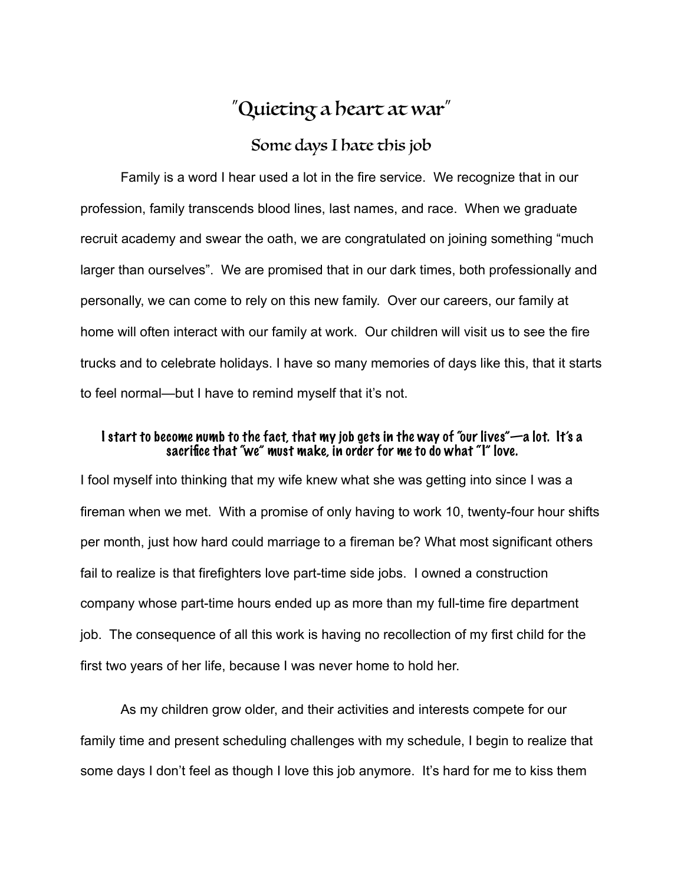# "Quieting a heart at war"

## Some days I hate this job

Family is a word I hear used a lot in the fire service. We recognize that in our profession, family transcends blood lines, last names, and race. When we graduate recruit academy and swear the oath, we are congratulated on joining something "much larger than ourselves". We are promised that in our dark times, both professionally and personally, we can come to rely on this new family. Over our careers, our family at home will often interact with our family at work. Our children will visit us to see the fire trucks and to celebrate holidays. I have so many memories of days like this, that it starts to feel normal—but I have to remind myself that it's not.

### I start to become numb to the fact, that my job gets in the way of "our lives"—a lot. It's a sacrifice that "we" must make, in order for me to do what "I" love.

I fool myself into thinking that my wife knew what she was getting into since I was a fireman when we met. With a promise of only having to work 10, twenty-four hour shifts per month, just how hard could marriage to a fireman be? What most significant others fail to realize is that firefighters love part-time side jobs. I owned a construction company whose part-time hours ended up as more than my full-time fire department job. The consequence of all this work is having no recollection of my first child for the first two years of her life, because I was never home to hold her.

As my children grow older, and their activities and interests compete for our family time and present scheduling challenges with my schedule, I begin to realize that some days I don't feel as though I love this job anymore. It's hard for me to kiss them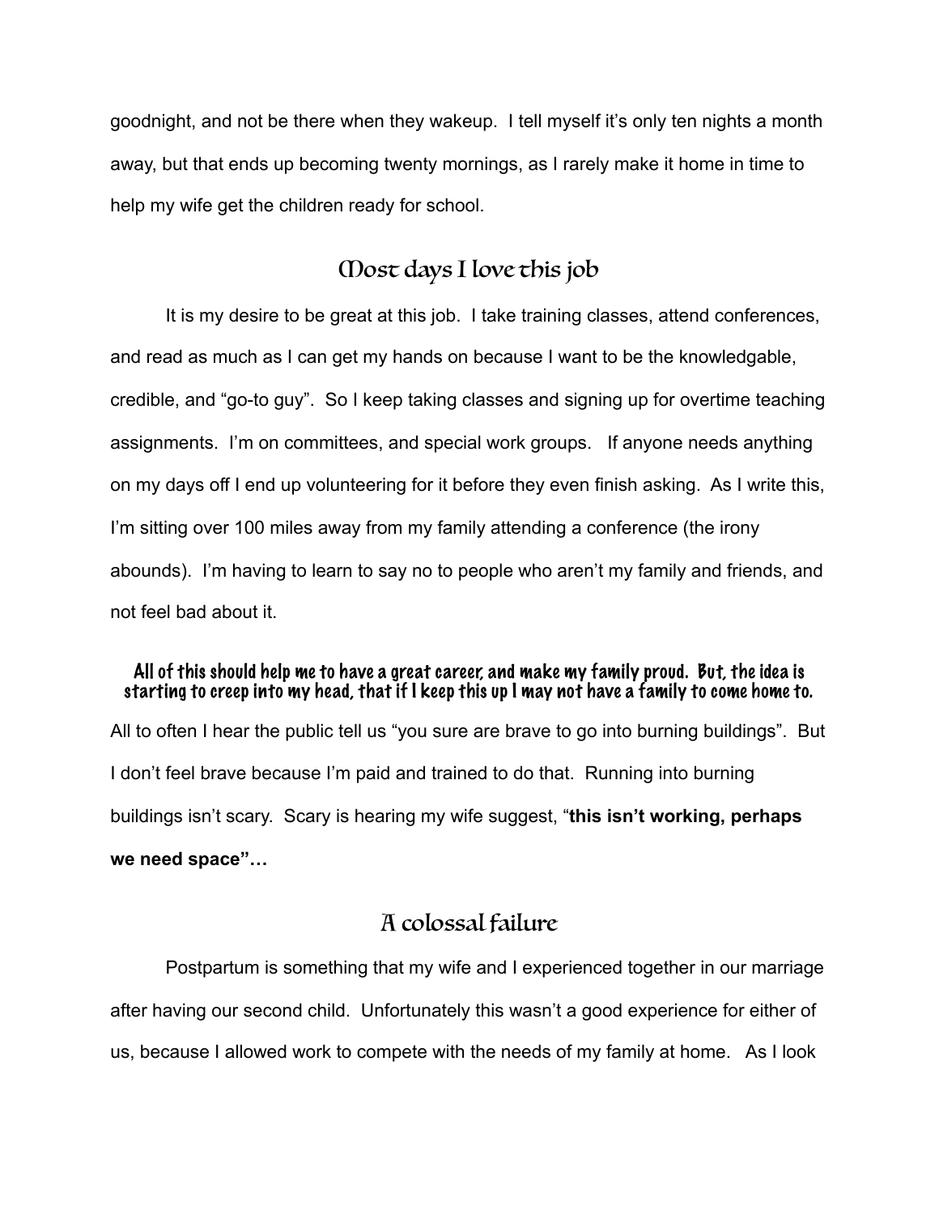goodnight, and not be there when they wakeup. I tell myself it's only ten nights a month away, but that ends up becoming twenty mornings, as I rarely make it home in time to help my wife get the children ready for school.

## Most days I love this job

It is my desire to be great at this job. I take training classes, attend conferences, and read as much as I can get my hands on because I want to be the knowledgable, credible, and "go-to guy". So I keep taking classes and signing up for overtime teaching assignments. I'm on committees, and special work groups. If anyone needs anything on my days off I end up volunteering for it before they even finish asking. As I write this, I'm sitting over 100 miles away from my family attending a conference (the irony abounds). I'm having to learn to say no to people who aren't my family and friends, and not feel bad about it.

**All of this should help me to have a great career, and make my family proud. But, the idea is starting to creep into my head, that if I keep this up I may not have a family to come home to.**

All to often I hear the public tell us "you sure are brave to go into burning buildings". But I don't feel brave because I'm paid and trained to do that. Running into burning buildings isn't scary. Scary is hearing my wife suggest, "**this isn't working, perhaps we need space"…**

## A colossal failure

Postpartum is something that my wife and I experienced together in our marriage after having our second child. Unfortunately this wasn't a good experience for either of us, because I allowed work to compete with the needs of my family at home. As I look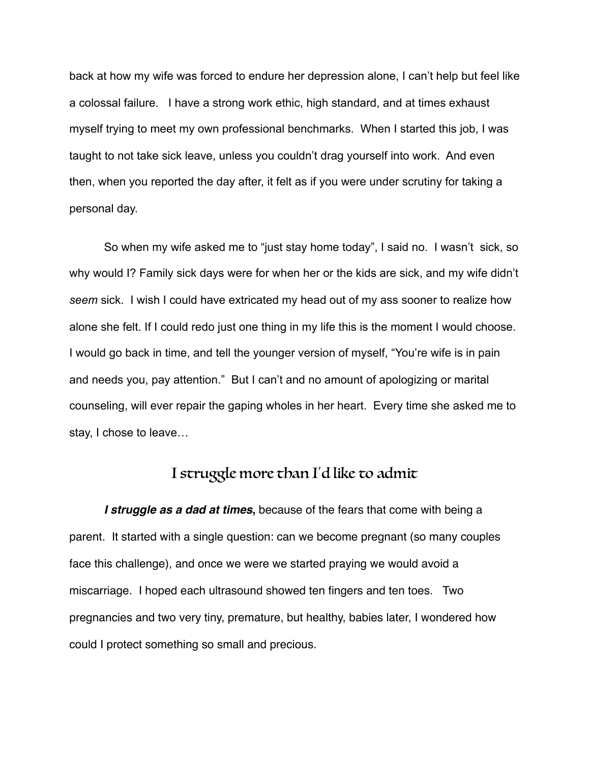back at how my wife was forced to endure her depression alone, I can't help but feel like a colossal failure. I have a strong work ethic, high standard, and at times exhaust myself trying to meet my own professional benchmarks. When I started this job, I was taught to not take sick leave, unless you couldn't drag yourself into work. And even then, when you reported the day after, it felt as if you were under scrutiny for taking a personal day.

So when my wife asked me to "just stay home today", I said no. I wasn't sick, so why would I? Family sick days were for when her or the kids are sick, and my wife didn't *seem* sick. I wish I could have extricated my head out of my ass sooner to realize how alone she felt. If I could redo just one thing in my life this is the moment I would choose. I would go back in time, and tell the younger version of myself, "You're wife is in pain and needs you, pay attention." But I can't and no amount of apologizing or marital counseling, will ever repair the gaping wholes in her heart. Every time she asked me to stay, I chose to leave…

## I struggle more than I'd like to admit

***I struggle as a dad at times*****,** because of the fears that come with being a parent. It started with a single question: can we become pregnant (so many couples face this challenge), and once we were we started praying we would avoid a miscarriage. I hoped each ultrasound showed ten fingers and ten toes. Two pregnancies and two very tiny, premature, but healthy, babies later, I wondered how could I protect something so small and precious.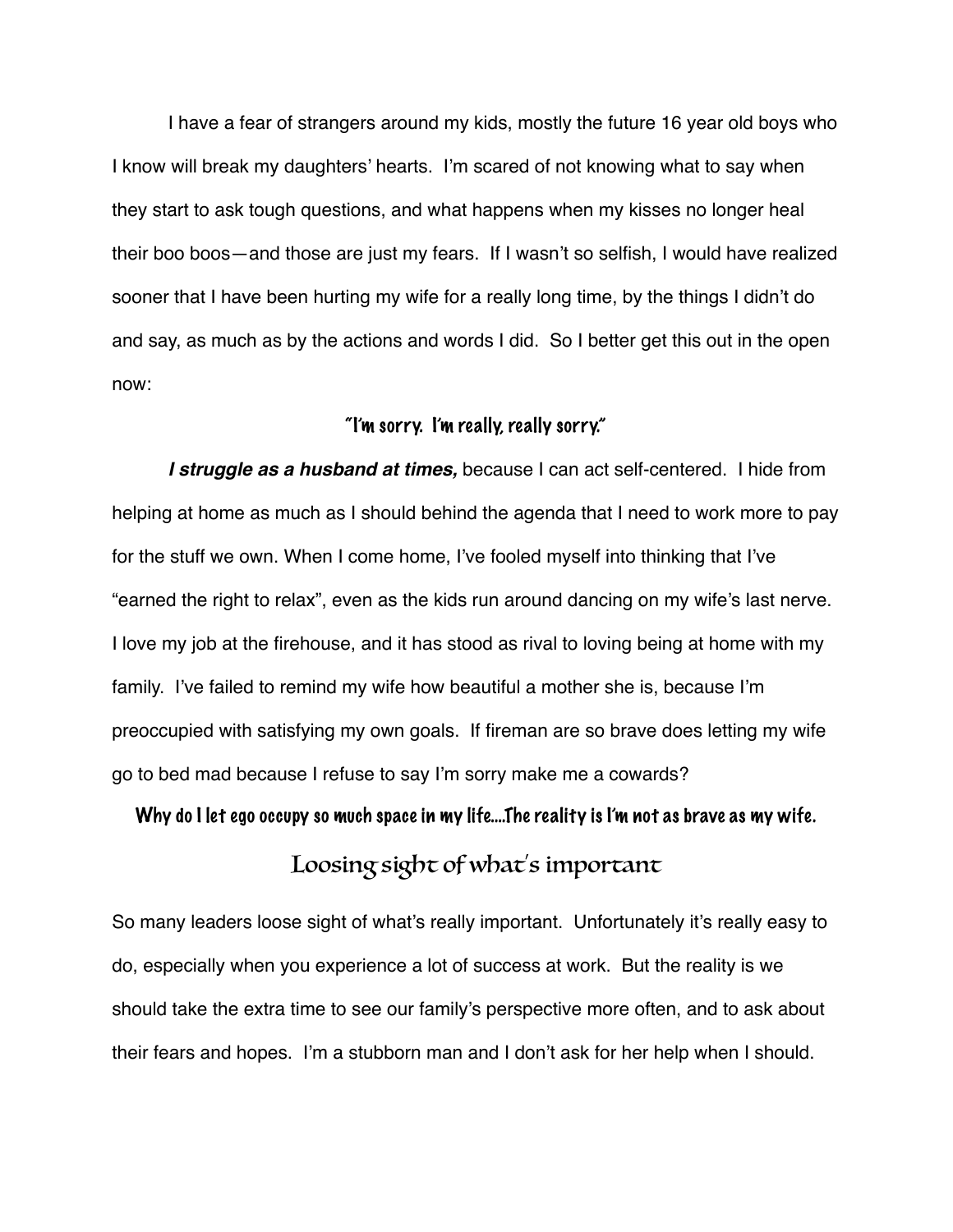I have a fear of strangers around my kids, mostly the future 16 year old boys who I know will break my daughters' hearts. I'm scared of not knowing what to say when they start to ask tough questions, and what happens when my kisses no longer heal their boo boos—and those are just my fears. If I wasn't so selfish, I would have realized sooner that I have been hurting my wife for a really long time, by the things I didn't do and say, as much as by the actions and words I did. So I better get this out in the open now:

**"I'm sorry. I'm really, really sorry."**

***I struggle as a husband at times,*** because I can act self-centered. I hide from helping at home as much as I should behind the agenda that I need to work more to pay for the stuff we own. When I come home, I've fooled myself into thinking that I've "earned the right to relax", even as the kids run around dancing on my wife's last nerve. I love my job at the firehouse, and it has stood as rival to loving being at home with my family. I've failed to remind my wife how beautiful a mother she is, because I'm preoccupied with satisfying my own goals. If fireman are so brave does letting my wife go to bed mad because I refuse to say I'm sorry make me a cowards?

**Why do I let ego occupy so much space in my life....The reality is I'm not as brave as my wife.**

## Loosing sight of what's important

So many leaders loose sight of what's really important. Unfortunately it's really easy to do, especially when you experience a lot of success at work. But the reality is we should take the extra time to see our family's perspective more often, and to ask about their fears and hopes. I'm a stubborn man and I don't ask for her help when I should.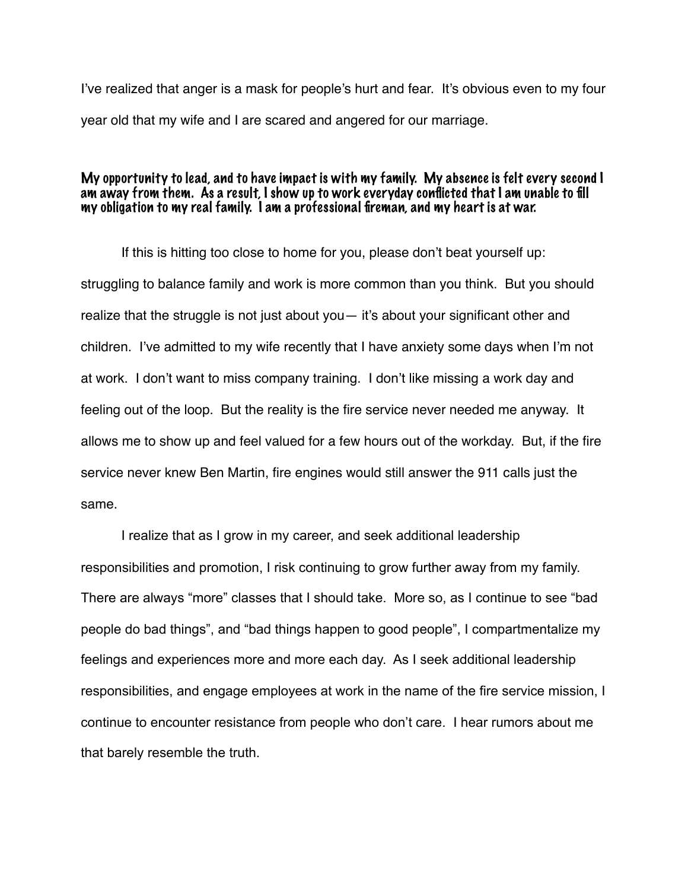I've realized that anger is a mask for people's hurt and fear. It's obvious even to my four year old that my wife and I are scared and angered for our marriage.

**My opportunity to lead, and to have impact is with my family. My absence is felt every second I am away from them. As a result, I show up to work everyday conflicted that I am unable to fill my obligation to my real family. I am a professional fireman, and my heart is at war.**

If this is hitting too close to home for you, please don't beat yourself up: struggling to balance family and work is more common than you think. But you should realize that the struggle is not just about you— it's about your significant other and children. I've admitted to my wife recently that I have anxiety some days when I'm not at work. I don't want to miss company training. I don't like missing a work day and feeling out of the loop. But the reality is the fire service never needed me anyway. It allows me to show up and feel valued for a few hours out of the workday. But, if the fire service never knew Ben Martin, fire engines would still answer the 911 calls just the same.

I realize that as I grow in my career, and seek additional leadership responsibilities and promotion, I risk continuing to grow further away from my family. There are always "more" classes that I should take. More so, as I continue to see "bad people do bad things", and "bad things happen to good people", I compartmentalize my feelings and experiences more and more each day. As I seek additional leadership responsibilities, and engage employees at work in the name of the fire service mission, I continue to encounter resistance from people who don't care. I hear rumors about me that barely resemble the truth.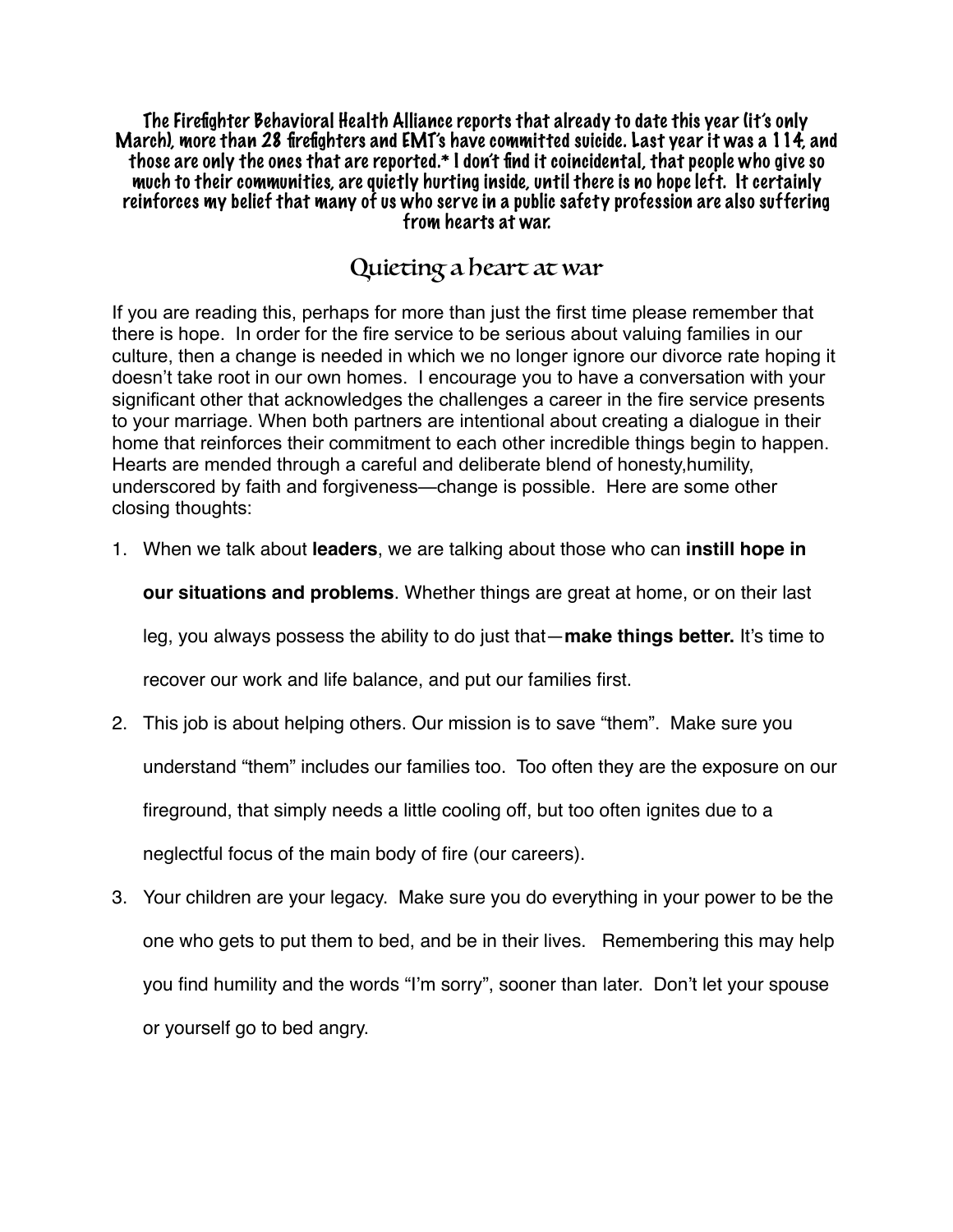**The Firefighter Behavioral Health Alliance reports that already to date this year (it's only March), more than 28 firefighters and EMT's have committed suicide. Last year it was a 114, and those are only the ones that are reported.* I don't find it coincidental, that people who give so much to their communities, are quietly hurting inside, until there is no hope left. It certainly reinforces my belief that many of us who serve in a public safety profession are also suffering from hearts at war.**

## Quieting a heart at war

If you are reading this, perhaps for more than just the first time please remember that there is hope. In order for the fire service to be serious about valuing families in our culture, then a change is needed in which we no longer ignore our divorce rate hoping it doesn't take root in our own homes. I encourage you to have a conversation with your significant other that acknowledges the challenges a career in the fire service presents to your marriage. When both partners are intentional about creating a dialogue in their home that reinforces their commitment to each other incredible things begin to happen. Hearts are mended through a careful and deliberate blend of honesty,humility, underscored by faith and forgiveness—change is possible. Here are some other closing thoughts:

1. When we talk about **leaders**, we are talking about those who can **instill hope in our situations and problems**. Whether things are great at home, or on their last leg, you always possess the ability to do just that—**make things better.** It's time to recover our work and life balance, and put our families first.
2. This job is about helping others. Our mission is to save "them". Make sure you understand "them" includes our families too. Too often they are the exposure on our fireground, that simply needs a little cooling off, but too often ignites due to a neglectful focus of the main body of fire (our careers).
3. Your children are your legacy. Make sure you do everything in your power to be the one who gets to put them to bed, and be in their lives. Remembering this may help you find humility and the words "I'm sorry", sooner than later. Don't let your spouse or yourself go to bed angry.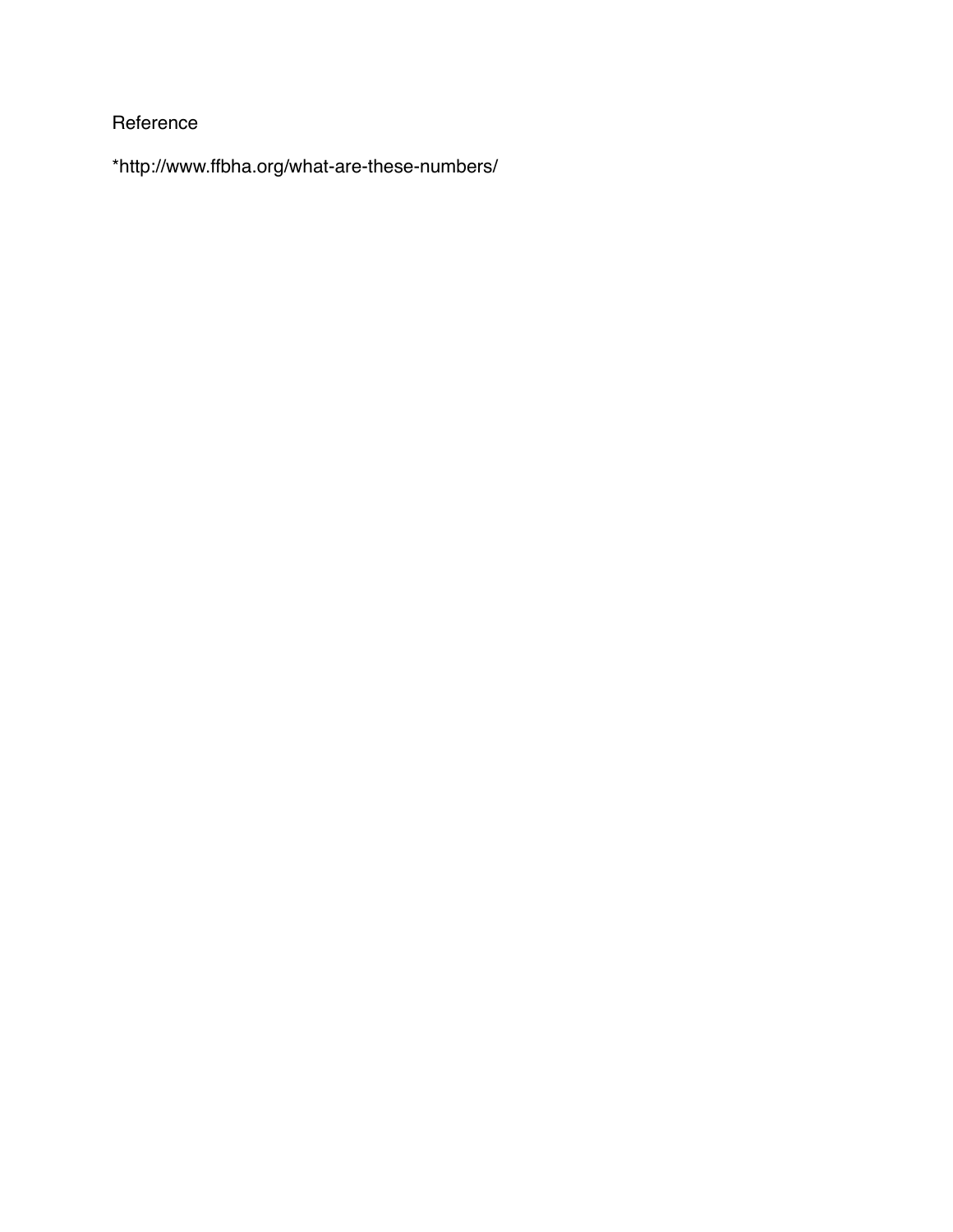Reference

*http://www.ffbha.org/what-are-these-numbers/